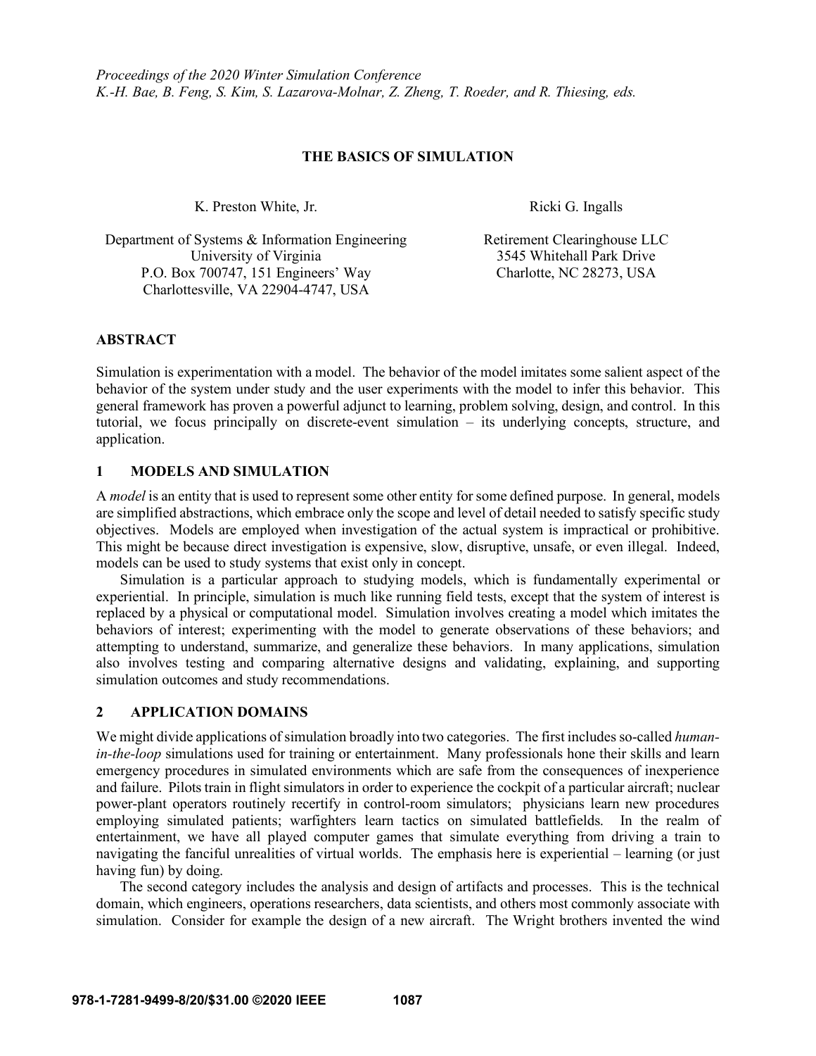*Proceedings of the 2020 Winter Simulation Conference*
*K.-H. Bae, B. Feng, S. Kim, S. Lazarova-Molnar, Z. Zheng, T. Roeder, and R. Thiesing, eds.*

# THE BASICS OF SIMULATION

K. Preston White, Jr.

Department of Systems & Information Engineering
University of Virginia
P.O. Box 700747, 151 Engineers' Way
Charlottesville, VA 22904-4747, USA

Ricki G. Ingalls

Retirement Clearinghouse LLC
3545 Whitehall Park Drive
Charlotte, NC 28273, USA

## ABSTRACT

Simulation is experimentation with a model. The behavior of the model imitates some salient aspect of the behavior of the system under study and the user experiments with the model to infer this behavior. This general framework has proven a powerful adjunct to learning, problem solving, design, and control. In this tutorial, we focus principally on discrete-event simulation – its underlying concepts, structure, and application.

## 1 MODELS AND SIMULATION

A *model* is an entity that is used to represent some other entity for some defined purpose. In general, models are simplified abstractions, which embrace only the scope and level of detail needed to satisfy specific study objectives. Models are employed when investigation of the actual system is impractical or prohibitive. This might be because direct investigation is expensive, slow, disruptive, unsafe, or even illegal. Indeed, models can be used to study systems that exist only in concept.

Simulation is a particular approach to studying models, which is fundamentally experimental or experiential. In principle, simulation is much like running field tests, except that the system of interest is replaced by a physical or computational model. Simulation involves creating a model which imitates the behaviors of interest; experimenting with the model to generate observations of these behaviors; and attempting to understand, summarize, and generalize these behaviors. In many applications, simulation also involves testing and comparing alternative designs and validating, explaining, and supporting simulation outcomes and study recommendations.

## 2 APPLICATION DOMAINS

We might divide applications of simulation broadly into two categories. The first includes so-called *human-in-the-loop* simulations used for training or entertainment. Many professionals hone their skills and learn emergency procedures in simulated environments which are safe from the consequences of inexperience and failure. Pilots train in flight simulators in order to experience the cockpit of a particular aircraft; nuclear power-plant operators routinely recertify in control-room simulators; physicians learn new procedures employing simulated patients; warfighters learn tactics on simulated battlefields. In the realm of entertainment, we have all played computer games that simulate everything from driving a train to navigating the fanciful unrealities of virtual worlds. The emphasis here is experiential – learning (or just having fun) by doing.

The second category includes the analysis and design of artifacts and processes. This is the technical domain, which engineers, operations researchers, data scientists, and others most commonly associate with simulation. Consider for example the design of a new aircraft. The Wright brothers invented the wind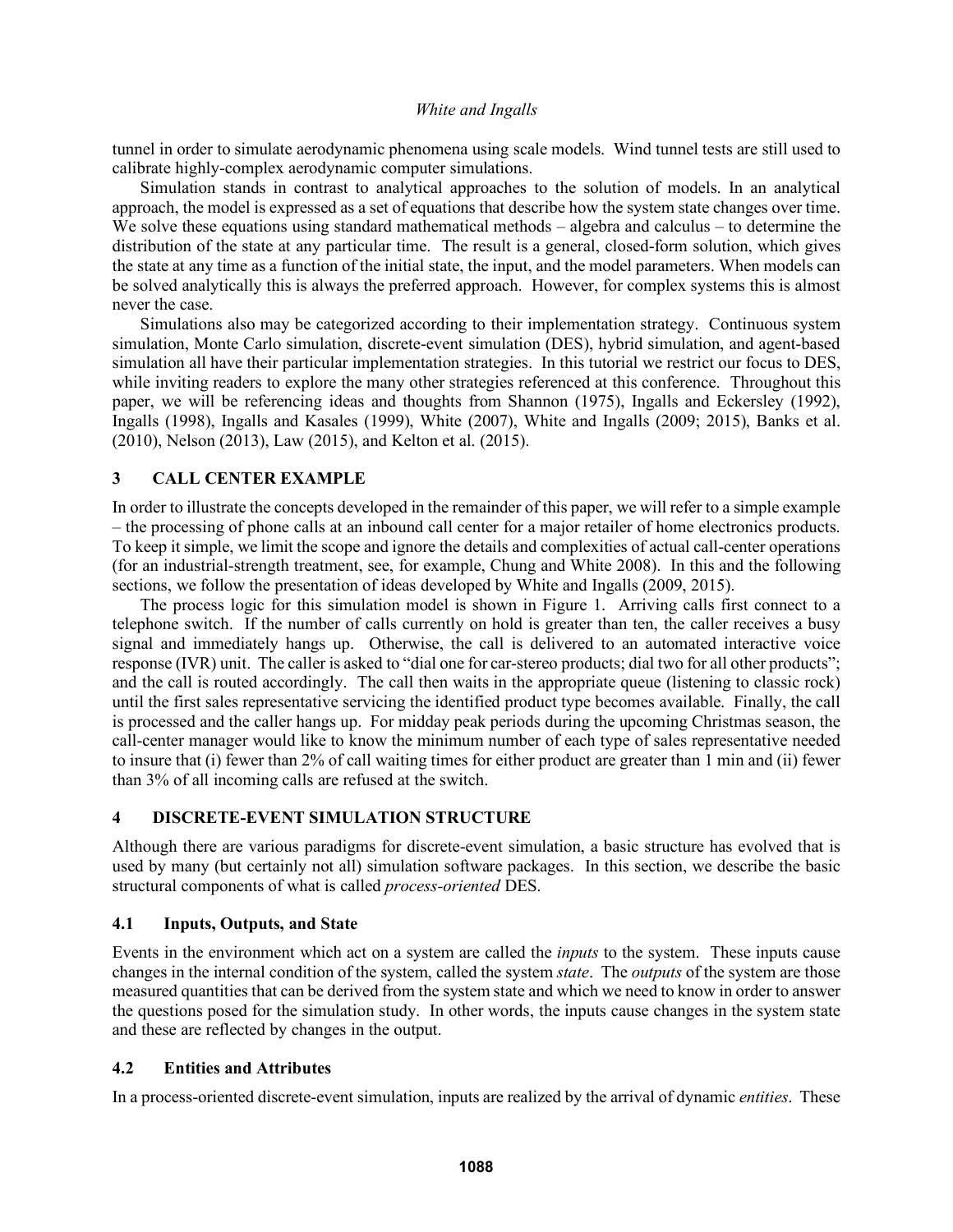tunnel in order to simulate aerodynamic phenomena using scale models. Wind tunnel tests are still used to calibrate highly-complex aerodynamic computer simulations.

Simulation stands in contrast to analytical approaches to the solution of models. In an analytical approach, the model is expressed as a set of equations that describe how the system state changes over time. We solve these equations using standard mathematical methods – algebra and calculus – to determine the distribution of the state at any particular time. The result is a general, closed-form solution, which gives the state at any time as a function of the initial state, the input, and the model parameters. When models can be solved analytically this is always the preferred approach. However, for complex systems this is almost never the case.

Simulations also may be categorized according to their implementation strategy. Continuous system simulation, Monte Carlo simulation, discrete-event simulation (DES), hybrid simulation, and agent-based simulation all have their particular implementation strategies. In this tutorial we restrict our focus to DES, while inviting readers to explore the many other strategies referenced at this conference. Throughout this paper, we will be referencing ideas and thoughts from Shannon (1975), Ingalls and Eckersley (1992), Ingalls (1998), Ingalls and Kasales (1999), White (2007), White and Ingalls (2009; 2015), Banks et al. (2010), Nelson (2013), Law (2015), and Kelton et al. (2015).

## 3 CALL CENTER EXAMPLE

In order to illustrate the concepts developed in the remainder of this paper, we will refer to a simple example – the processing of phone calls at an inbound call center for a major retailer of home electronics products. To keep it simple, we limit the scope and ignore the details and complexities of actual call-center operations (for an industrial-strength treatment, see, for example, Chung and White 2008). In this and the following sections, we follow the presentation of ideas developed by White and Ingalls (2009, 2015).

The process logic for this simulation model is shown in Figure 1. Arriving calls first connect to a telephone switch. If the number of calls currently on hold is greater than ten, the caller receives a busy signal and immediately hangs up. Otherwise, the call is delivered to an automated interactive voice response (IVR) unit. The caller is asked to "dial one for car-stereo products; dial two for all other products"; and the call is routed accordingly. The call then waits in the appropriate queue (listening to classic rock) until the first sales representative servicing the identified product type becomes available. Finally, the call is processed and the caller hangs up. For midday peak periods during the upcoming Christmas season, the call-center manager would like to know the minimum number of each type of sales representative needed to insure that (i) fewer than 2% of call waiting times for either product are greater than 1 min and (ii) fewer than 3% of all incoming calls are refused at the switch.

## 4 DISCRETE-EVENT SIMULATION STRUCTURE

Although there are various paradigms for discrete-event simulation, a basic structure has evolved that is used by many (but certainly not all) simulation software packages. In this section, we describe the basic structural components of what is called *process-oriented* DES.

### 4.1 Inputs, Outputs, and State

Events in the environment which act on a system are called the *inputs* to the system. These inputs cause changes in the internal condition of the system, called the system *state*. The *outputs* of the system are those measured quantities that can be derived from the system state and which we need to know in order to answer the questions posed for the simulation study. In other words, the inputs cause changes in the system state and these are reflected by changes in the output.

### 4.2 Entities and Attributes

In a process-oriented discrete-event simulation, inputs are realized by the arrival of dynamic *entities*. These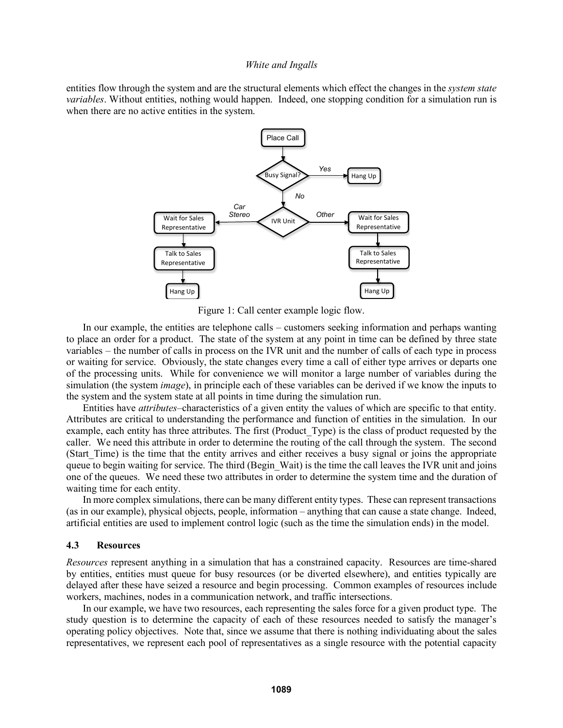entities flow through the system and are the structural elements which effect the changes in the *system state variables*. Without entities, nothing would happen. Indeed, one stopping condition for a simulation run is when there are no active entities in the system.

Place Call

Busy Signal?

Yes

Hang Up

No

Car Stereo

IVR Unit

Other

Wait for Sales Representative

Talk to Sales Representative

Hang Up

Wait for Sales Representative

Talk to Sales Representative

Hang Up

Figure 1: Call center example logic flow.

In our example, the entities are telephone calls – customers seeking information and perhaps wanting to place an order for a product. The state of the system at any point in time can be defined by three state variables – the number of calls in process on the IVR unit and the number of calls of each type in process or waiting for service. Obviously, the state changes every time a call of either type arrives or departs one of the processing units. While for convenience we will monitor a large number of variables during the simulation (the system *image*), in principle each of these variables can be derived if we know the inputs to the system and the system state at all points in time during the simulation run.

Entities have *attributes*–characteristics of a given entity the values of which are specific to that entity. Attributes are critical to understanding the performance and function of entities in the simulation. In our example, each entity has three attributes. The first (Product_Type) is the class of product requested by the caller. We need this attribute in order to determine the routing of the call through the system. The second (Start_Time) is the time that the entity arrives and either receives a busy signal or joins the appropriate queue to begin waiting for service. The third (Begin_Wait) is the time the call leaves the IVR unit and joins one of the queues. We need these two attributes in order to determine the system time and the duration of waiting time for each entity.

In more complex simulations, there can be many different entity types. These can represent transactions (as in our example), physical objects, people, information – anything that can cause a state change. Indeed, artificial entities are used to implement control logic (such as the time the simulation ends) in the model.

### 4.3 Resources

*Resources* represent anything in a simulation that has a constrained capacity. Resources are time-shared by entities, entities must queue for busy resources (or be diverted elsewhere), and entities typically are delayed after these have seized a resource and begin processing. Common examples of resources include workers, machines, nodes in a communication network, and traffic intersections.

In our example, we have two resources, each representing the sales force for a given product type. The study question is to determine the capacity of each of these resources needed to satisfy the manager's operating policy objectives. Note that, since we assume that there is nothing individuating about the sales representatives, we represent each pool of representatives as a single resource with the potential capacity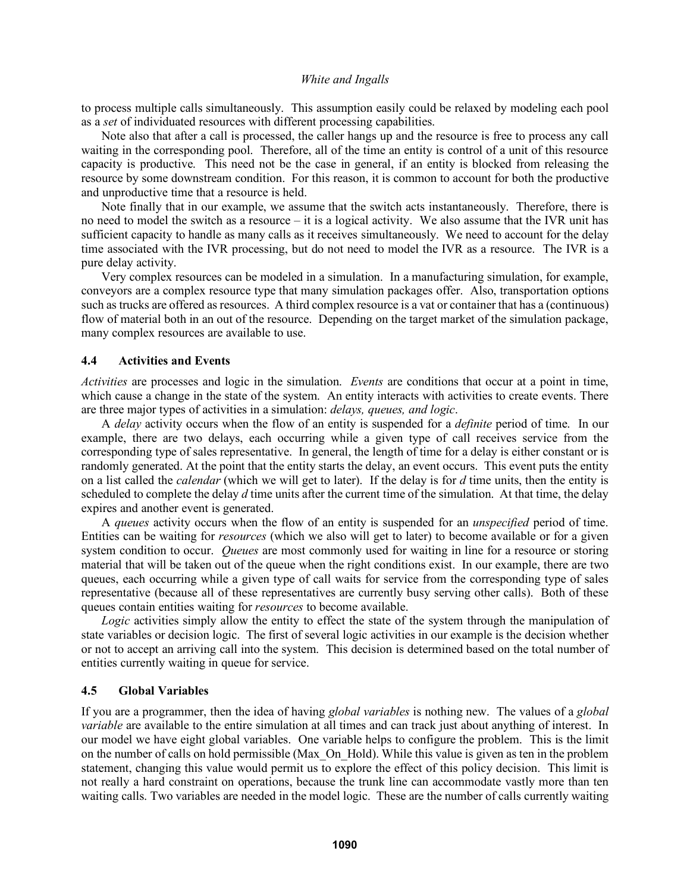to process multiple calls simultaneously. This assumption easily could be relaxed by modeling each pool as a *set* of individuated resources with different processing capabilities.

Note also that after a call is processed, the caller hangs up and the resource is free to process any call waiting in the corresponding pool. Therefore, all of the time an entity is control of a unit of this resource capacity is productive. This need not be the case in general, if an entity is blocked from releasing the resource by some downstream condition. For this reason, it is common to account for both the productive and unproductive time that a resource is held.

Note finally that in our example, we assume that the switch acts instantaneously. Therefore, there is no need to model the switch as a resource – it is a logical activity. We also assume that the IVR unit has sufficient capacity to handle as many calls as it receives simultaneously. We need to account for the delay time associated with the IVR processing, but do not need to model the IVR as a resource. The IVR is a pure delay activity.

Very complex resources can be modeled in a simulation. In a manufacturing simulation, for example, conveyors are a complex resource type that many simulation packages offer. Also, transportation options such as trucks are offered as resources. A third complex resource is a vat or container that has a (continuous) flow of material both in an out of the resource. Depending on the target market of the simulation package, many complex resources are available to use.

### 4.4 Activities and Events

*Activities* are processes and logic in the simulation. *Events* are conditions that occur at a point in time, which cause a change in the state of the system. An entity interacts with activities to create events. There are three major types of activities in a simulation: *delays, queues, and logic*.

A *delay* activity occurs when the flow of an entity is suspended for a *definite* period of time. In our example, there are two delays, each occurring while a given type of call receives service from the corresponding type of sales representative. In general, the length of time for a delay is either constant or is randomly generated. At the point that the entity starts the delay, an event occurs. This event puts the entity on a list called the *calendar* (which we will get to later). If the delay is for $d$ time units, then the entity is scheduled to complete the delay $d$ time units after the current time of the simulation. At that time, the delay expires and another event is generated.

A *queues* activity occurs when the flow of an entity is suspended for an *unspecified* period of time. Entities can be waiting for *resources* (which we also will get to later) to become available or for a given system condition to occur. *Queues* are most commonly used for waiting in line for a resource or storing material that will be taken out of the queue when the right conditions exist. In our example, there are two queues, each occurring while a given type of call waits for service from the corresponding type of sales representative (because all of these representatives are currently busy serving other calls). Both of these queues contain entities waiting for *resources* to become available.

*Logic* activities simply allow the entity to effect the state of the system through the manipulation of state variables or decision logic. The first of several logic activities in our example is the decision whether or not to accept an arriving call into the system. This decision is determined based on the total number of entities currently waiting in queue for service.

### 4.5 Global Variables

If you are a programmer, then the idea of having *global variables* is nothing new. The values of a *global variable* are available to the entire simulation at all times and can track just about anything of interest. In our model we have eight global variables. One variable helps to configure the problem. This is the limit on the number of calls on hold permissible (Max_On_Hold). While this value is given as ten in the problem statement, changing this value would permit us to explore the effect of this policy decision. This limit is not really a hard constraint on operations, because the trunk line can accommodate vastly more than ten waiting calls. Two variables are needed in the model logic. These are the number of calls currently waiting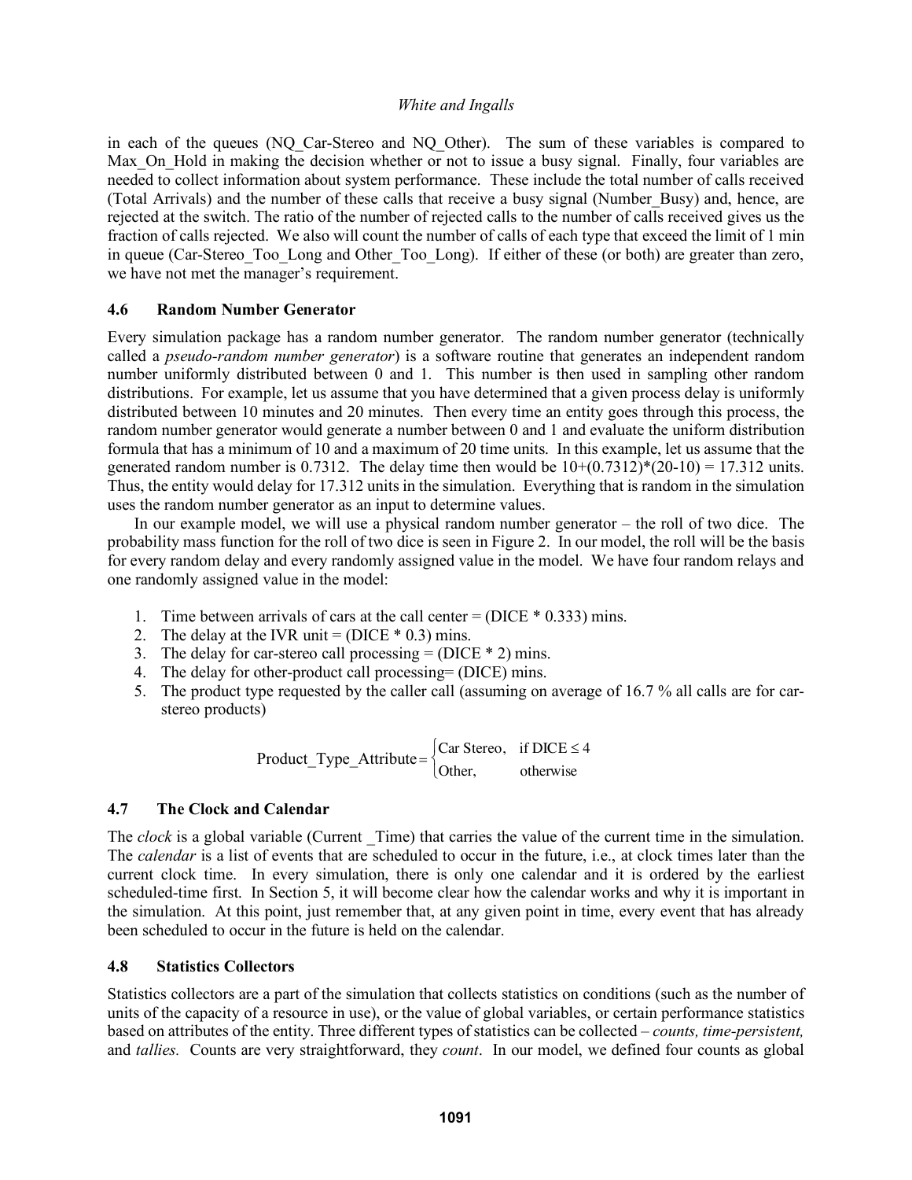in each of the queues (NQ_Car-Stereo and NQ_Other). The sum of these variables is compared to Max_On_Hold in making the decision whether or not to issue a busy signal. Finally, four variables are needed to collect information about system performance. These include the total number of calls received (Total Arrivals) and the number of these calls that receive a busy signal (Number_Busy) and, hence, are rejected at the switch. The ratio of the number of rejected calls to the number of calls received gives us the fraction of calls rejected. We also will count the number of calls of each type that exceed the limit of 1 min in queue (Car-Stereo_Too_Long and Other_Too_Long). If either of these (or both) are greater than zero, we have not met the manager's requirement.

### 4.6 Random Number Generator

Every simulation package has a random number generator. The random number generator (technically called a *pseudo-random number generator*) is a software routine that generates an independent random number uniformly distributed between 0 and 1. This number is then used in sampling other random distributions. For example, let us assume that you have determined that a given process delay is uniformly distributed between 10 minutes and 20 minutes. Then every time an entity goes through this process, the random number generator would generate a number between 0 and 1 and evaluate the uniform distribution formula that has a minimum of 10 and a maximum of 20 time units. In this example, let us assume that the generated random number is 0.7312. The delay time then would be 10+(0.7312)*(20-10) = 17.312 units. Thus, the entity would delay for 17.312 units in the simulation. Everything that is random in the simulation uses the random number generator as an input to determine values.

In our example model, we will use a physical random number generator – the roll of two dice. The probability mass function for the roll of two dice is seen in Figure 2. In our model, the roll will be the basis for every random delay and every randomly assigned value in the model. We have four random relays and one randomly assigned value in the model:

1. Time between arrivals of cars at the call center = (DICE * 0.333) mins.
2. The delay at the IVR unit = (DICE * 0.3) mins.
3. The delay for car-stereo call processing = (DICE * 2) mins.
4. The delay for other-product call processing= (DICE) mins.
5. The product type requested by the caller call (assuming on average of 16.7 % all calls are for car-stereo products)

$$\text{Product\_Type\_Attribute} = \begin{cases} \text{Car Stereo}, & \text{if DICE} \leq 4 \\ \text{Other}, & \text{otherwise} \end{cases}$$

### 4.7 The Clock and Calendar

The *clock* is a global variable (Current _Time) that carries the value of the current time in the simulation. The *calendar* is a list of events that are scheduled to occur in the future, i.e., at clock times later than the current clock time. In every simulation, there is only one calendar and it is ordered by the earliest scheduled-time first. In Section 5, it will become clear how the calendar works and why it is important in the simulation. At this point, just remember that, at any given point in time, every event that has already been scheduled to occur in the future is held on the calendar.

### 4.8 Statistics Collectors

Statistics collectors are a part of the simulation that collects statistics on conditions (such as the number of units of the capacity of a resource in use), or the value of global variables, or certain performance statistics based on attributes of the entity. Three different types of statistics can be collected – *counts, time-persistent,* and *tallies.* Counts are very straightforward, they *count*. In our model, we defined four counts as global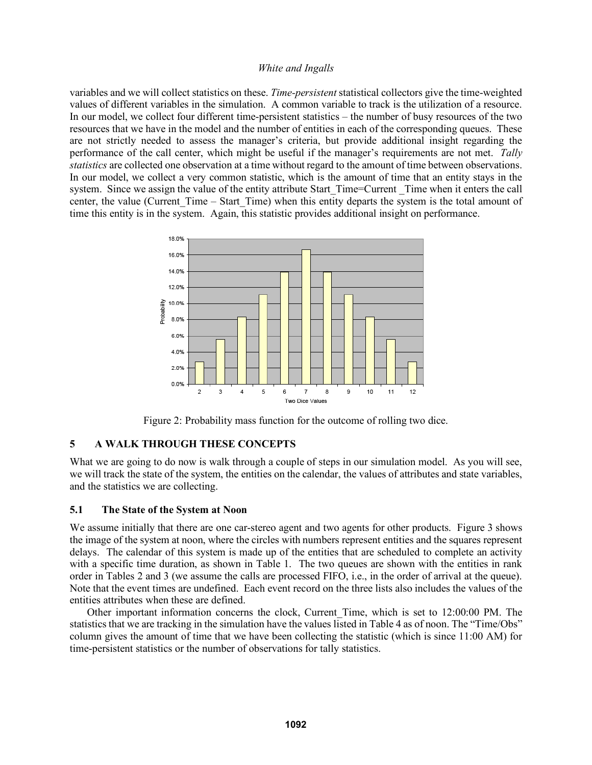variables and we will collect statistics on these. *Time-persistent* statistical collectors give the time-weighted values of different variables in the simulation. A common variable to track is the utilization of a resource. In our model, we collect four different time-persistent statistics – the number of busy resources of the two resources that we have in the model and the number of entities in each of the corresponding queues. These are not strictly needed to assess the manager's criteria, but provide additional insight regarding the performance of the call center, which might be useful if the manager's requirements are not met. *Tally statistics* are collected one observation at a time without regard to the amount of time between observations. In our model, we collect a very common statistic, which is the amount of time that an entity stays in the system. Since we assign the value of the entity attribute Start_Time=Current _Time when it enters the call center, the value (Current_Time – Start_Time) when this entity departs the system is the total amount of time this entity is in the system. Again, this statistic provides additional insight on performance.

Figure 2: Probability mass function for the outcome of rolling two dice.

## 5 A WALK THROUGH THESE CONCEPTS

What we are going to do now is walk through a couple of steps in our simulation model. As you will see, we will track the state of the system, the entities on the calendar, the values of attributes and state variables, and the statistics we are collecting.

### 5.1 The State of the System at Noon

We assume initially that there are one car-stereo agent and two agents for other products. Figure 3 shows the image of the system at noon, where the circles with numbers represent entities and the squares represent delays. The calendar of this system is made up of the entities that are scheduled to complete an activity with a specific time duration, as shown in Table 1. The two queues are shown with the entities in rank order in Tables 2 and 3 (we assume the calls are processed FIFO, i.e., in the order of arrival at the queue). Note that the event times are undefined. Each event record on the three lists also includes the values of the entities attributes when these are defined.

Other important information concerns the clock, Current_Time, which is set to 12:00:00 PM. The statistics that we are tracking in the simulation have the values listed in Table 4 as of noon. The "Time/Obs" column gives the amount of time that we have been collecting the statistic (which is since 11:00 AM) for time-persistent statistics or the number of observations for tally statistics.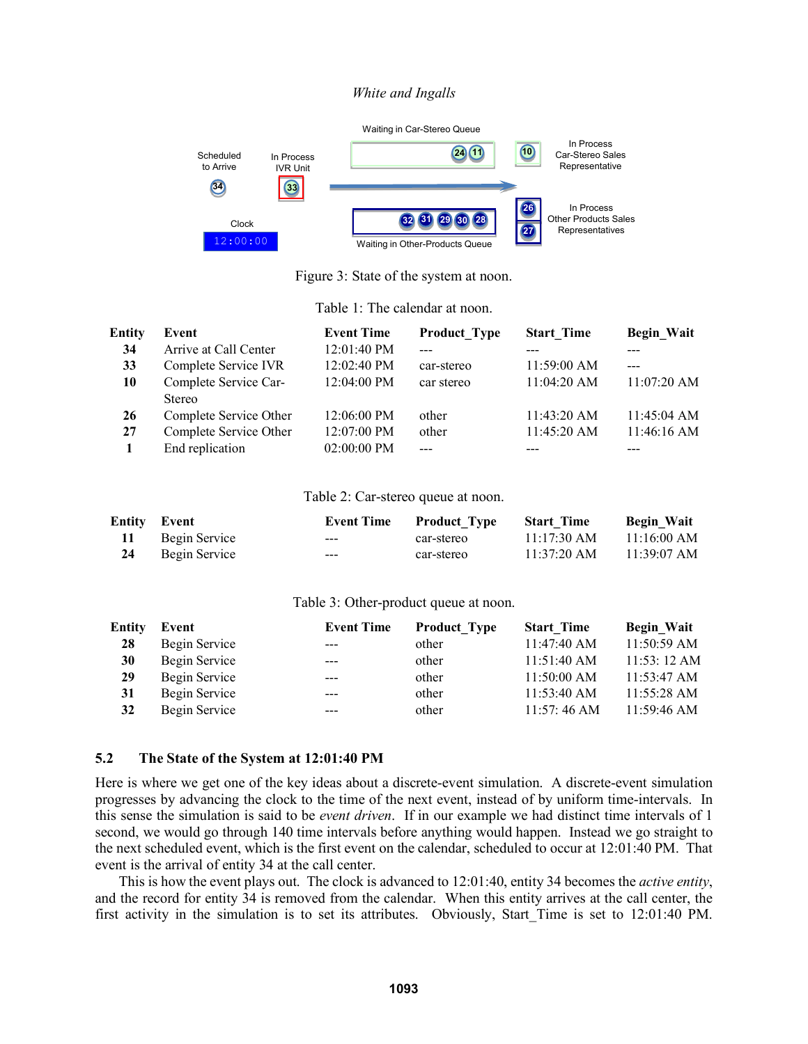Waiting in Car-Stereo Queue

Scheduled to Arrive

In Process IVR Unit

In Process Car-Stereo Sales Representative

Clock

12:00:00

In Process Other Products Sales Representatives

Waiting in Other-Products Queue

Figure 3: State of the system at noon.

Table 1: The calendar at noon.

| Entity | Event | Event Time | Product_Type | Start_Time | Begin_Wait |
|---|---|---|---|---|---|
| 34 | Arrive at Call Center | 12:01:40 PM | --- | --- | --- |
| 33 | Complete Service IVR | 12:02:40 PM | car-stereo | 11:59:00 AM | --- |
| 10 | Complete Service Car-Stereo | 12:04:00 PM | car stereo | 11:04:20 AM | 11:07:20 AM |
| 26 | Complete Service Other | 12:06:00 PM | other | 11:43:20 AM | 11:45:04 AM |
| 27 | Complete Service Other | 12:07:00 PM | other | 11:45:20 AM | 11:46:16 AM |
| 1 | End replication | 02:00:00 PM | --- | --- | --- |

Table 2: Car-stereo queue at noon.

| Entity | Event | Event Time | Product_Type | Start_Time | Begin_Wait |
|---|---|---|---|---|---|
| 11 | Begin Service | --- | car-stereo | 11:17:30 AM | 11:16:00 AM |
| 24 | Begin Service | --- | car-stereo | 11:37:20 AM | 11:39:07 AM |

Table 3: Other-product queue at noon.

| Entity | Event | Event Time | Product_Type | Start_Time | Begin_Wait |
|---|---|---|---|---|---|
| 28 | Begin Service | --- | other | 11:47:40 AM | 11:50:59 AM |
| 30 | Begin Service | --- | other | 11:51:40 AM | 11:53: 12 AM |
| 29 | Begin Service | --- | other | 11:50:00 AM | 11:53:47 AM |
| 31 | Begin Service | --- | other | 11:53:40 AM | 11:55:28 AM |
| 32 | Begin Service | --- | other | 11:57: 46 AM | 11:59:46 AM |

### 5.2 The State of the System at 12:01:40 PM

Here is where we get one of the key ideas about a discrete-event simulation. A discrete-event simulation progresses by advancing the clock to the time of the next event, instead of by uniform time-intervals. In this sense the simulation is said to be *event driven*. If in our example we had distinct time intervals of 1 second, we would go through 140 time intervals before anything would happen. Instead we go straight to the next scheduled event, which is the first event on the calendar, scheduled to occur at 12:01:40 PM. That event is the arrival of entity 34 at the call center.

This is how the event plays out. The clock is advanced to 12:01:40, entity 34 becomes the *active entity*, and the record for entity 34 is removed from the calendar. When this entity arrives at the call center, the first activity in the simulation is to set its attributes. Obviously, Start_Time is set to 12:01:40 PM.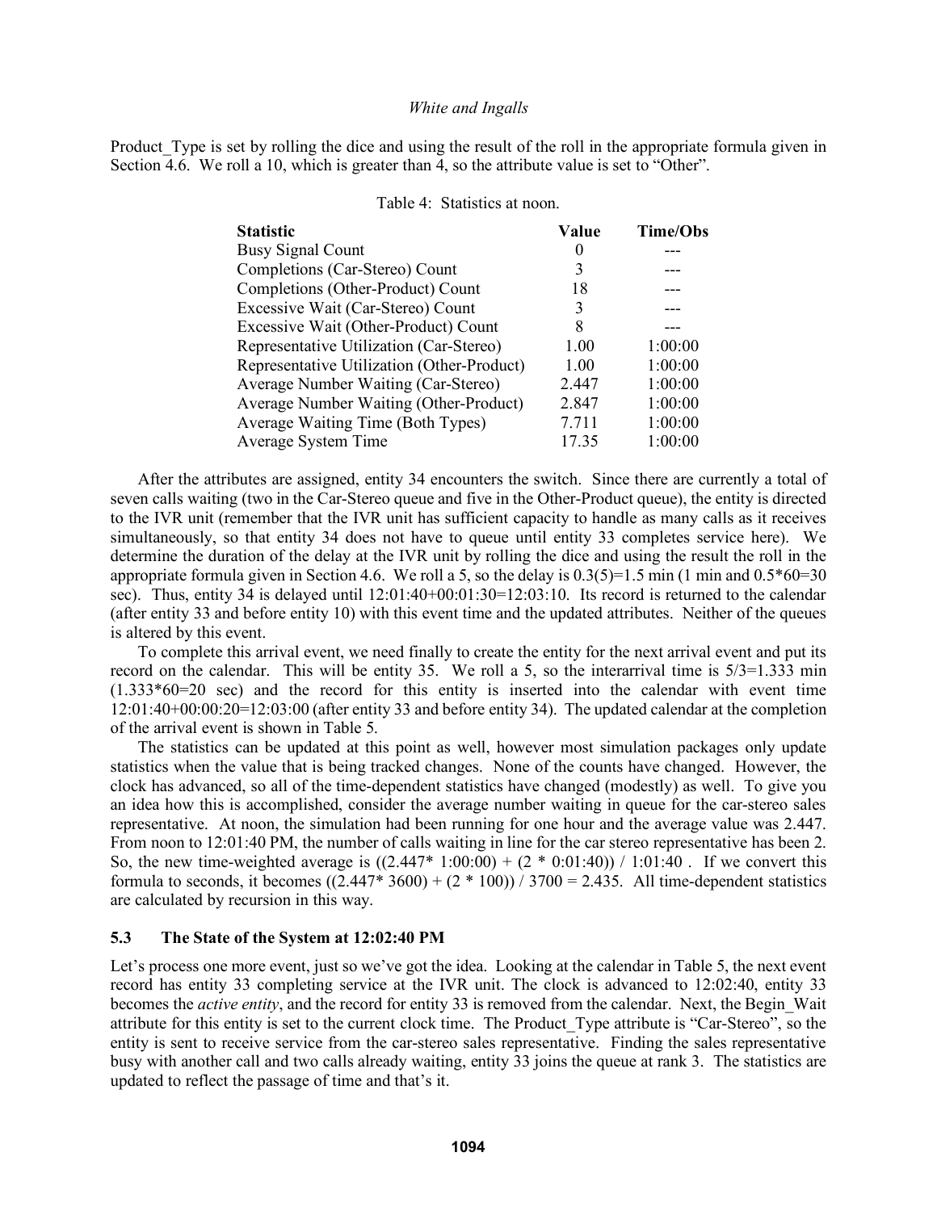Product_Type is set by rolling the dice and using the result of the roll in the appropriate formula given in Section 4.6. We roll a 10, which is greater than 4, so the attribute value is set to "Other".

Table 4: Statistics at noon.

| Statistic | Value | Time/Obs |
|---|---|---|
| Busy Signal Count | 0 | --- |
| Completions (Car-Stereo) Count | 3 | --- |
| Completions (Other-Product) Count | 18 | --- |
| Excessive Wait (Car-Stereo) Count | 3 | --- |
| Excessive Wait (Other-Product) Count | 8 | --- |
| Representative Utilization (Car-Stereo) | 1.00 | 1:00:00 |
| Representative Utilization (Other-Product) | 1.00 | 1:00:00 |
| Average Number Waiting (Car-Stereo) | 2.447 | 1:00:00 |
| Average Number Waiting (Other-Product) | 2.847 | 1:00:00 |
| Average Waiting Time (Both Types) | 7.711 | 1:00:00 |
| Average System Time | 17.35 | 1:00:00 |

After the attributes are assigned, entity 34 encounters the switch. Since there are currently a total of seven calls waiting (two in the Car-Stereo queue and five in the Other-Product queue), the entity is directed to the IVR unit (remember that the IVR unit has sufficient capacity to handle as many calls as it receives simultaneously, so that entity 34 does not have to queue until entity 33 completes service here). We determine the duration of the delay at the IVR unit by rolling the dice and using the result the roll in the appropriate formula given in Section 4.6. We roll a 5, so the delay is 0.3(5)=1.5 min (1 min and 0.5*60=30 sec). Thus, entity 34 is delayed until 12:01:40+00:01:30=12:03:10. Its record is returned to the calendar (after entity 33 and before entity 10) with this event time and the updated attributes. Neither of the queues is altered by this event.

To complete this arrival event, we need finally to create the entity for the next arrival event and put its record on the calendar. This will be entity 35. We roll a 5, so the interarrival time is 5/3=1.333 min (1.333*60=20 sec) and the record for this entity is inserted into the calendar with event time 12:01:40+00:00:20=12:03:00 (after entity 33 and before entity 34). The updated calendar at the completion of the arrival event is shown in Table 5.

The statistics can be updated at this point as well, however most simulation packages only update statistics when the value that is being tracked changes. None of the counts have changed. However, the clock has advanced, so all of the time-dependent statistics have changed (modestly) as well. To give you an idea how this is accomplished, consider the average number waiting in queue for the car-stereo sales representative. At noon, the simulation had been running for one hour and the average value was 2.447. From noon to 12:01:40 PM, the number of calls waiting in line for the car stereo representative has been 2. So, the new time-weighted average is ((2.447* 1:00:00) + (2 * 0:01:40)) / 1:01:40 . If we convert this formula to seconds, it becomes ((2.447* 3600) + (2 * 100)) / 3700 = 2.435. All time-dependent statistics are calculated by recursion in this way.

### 5.3 The State of the System at 12:02:40 PM

Let's process one more event, just so we've got the idea. Looking at the calendar in Table 5, the next event record has entity 33 completing service at the IVR unit. The clock is advanced to 12:02:40, entity 33 becomes the *active entity*, and the record for entity 33 is removed from the calendar. Next, the Begin_Wait attribute for this entity is set to the current clock time. The Product_Type attribute is "Car-Stereo", so the entity is sent to receive service from the car-stereo sales representative. Finding the sales representative busy with another call and two calls already waiting, entity 33 joins the queue at rank 3. The statistics are updated to reflect the passage of time and that's it.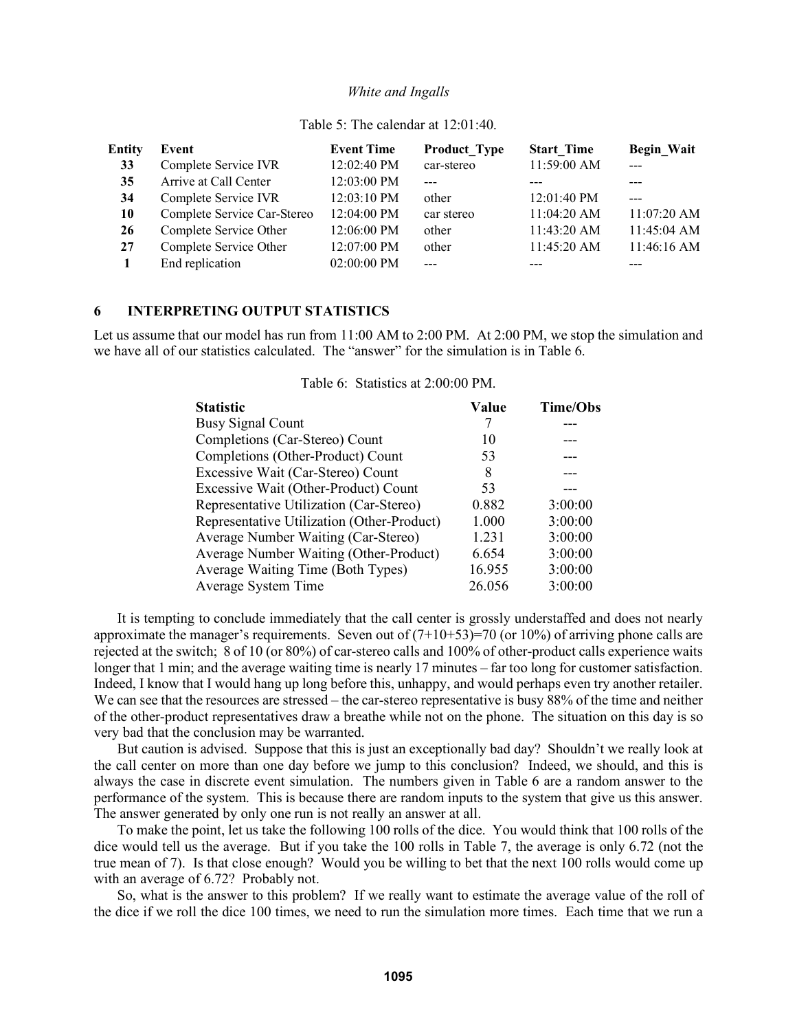Table 5: The calendar at 12:01:40.

| Entity | Event | Event Time | Product_Type | Start_Time | Begin_Wait |
|---|---|---|---|---|---|
| 33 | Complete Service IVR | 12:02:40 PM | car-stereo | 11:59:00 AM | --- |
| 35 | Arrive at Call Center | 12:03:00 PM | --- | --- | --- |
| 34 | Complete Service IVR | 12:03:10 PM | other | 12:01:40 PM | --- |
| 10 | Complete Service Car-Stereo | 12:04:00 PM | car stereo | 11:04:20 AM | 11:07:20 AM |
| 26 | Complete Service Other | 12:06:00 PM | other | 11:43:20 AM | 11:45:04 AM |
| 27 | Complete Service Other | 12:07:00 PM | other | 11:45:20 AM | 11:46:16 AM |
| 1 | End replication | 02:00:00 PM | --- | --- | --- |

## 6 INTERPRETING OUTPUT STATISTICS

Let us assume that our model has run from 11:00 AM to 2:00 PM. At 2:00 PM, we stop the simulation and we have all of our statistics calculated. The "answer" for the simulation is in Table 6.

Table 6: Statistics at 2:00:00 PM.

| Statistic | Value | Time/Obs |
|---|---|---|
| Busy Signal Count | 7 | --- |
| Completions (Car-Stereo) Count | 10 | --- |
| Completions (Other-Product) Count | 53 | --- |
| Excessive Wait (Car-Stereo) Count | 8 | --- |
| Excessive Wait (Other-Product) Count | 53 | --- |
| Representative Utilization (Car-Stereo) | 0.882 | 3:00:00 |
| Representative Utilization (Other-Product) | 1.000 | 3:00:00 |
| Average Number Waiting (Car-Stereo) | 1.231 | 3:00:00 |
| Average Number Waiting (Other-Product) | 6.654 | 3:00:00 |
| Average Waiting Time (Both Types) | 16.955 | 3:00:00 |
| Average System Time | 26.056 | 3:00:00 |

It is tempting to conclude immediately that the call center is grossly understaffed and does not nearly approximate the manager's requirements. Seven out of (7+10+53)=70 (or 10%) of arriving phone calls are rejected at the switch; 8 of 10 (or 80%) of car-stereo calls and 100% of other-product calls experience waits longer that 1 min; and the average waiting time is nearly 17 minutes – far too long for customer satisfaction. Indeed, I know that I would hang up long before this, unhappy, and would perhaps even try another retailer. We can see that the resources are stressed – the car-stereo representative is busy 88% of the time and neither of the other-product representatives draw a breathe while not on the phone. The situation on this day is so very bad that the conclusion may be warranted.

But caution is advised. Suppose that this is just an exceptionally bad day? Shouldn't we really look at the call center on more than one day before we jump to this conclusion? Indeed, we should, and this is always the case in discrete event simulation. The numbers given in Table 6 are a random answer to the performance of the system. This is because there are random inputs to the system that give us this answer. The answer generated by only one run is not really an answer at all.

To make the point, let us take the following 100 rolls of the dice. You would think that 100 rolls of the dice would tell us the average. But if you take the 100 rolls in Table 7, the average is only 6.72 (not the true mean of 7). Is that close enough? Would you be willing to bet that the next 100 rolls would come up with an average of 6.72? Probably not.

So, what is the answer to this problem? If we really want to estimate the average value of the roll of the dice if we roll the dice 100 times, we need to run the simulation more times. Each time that we run a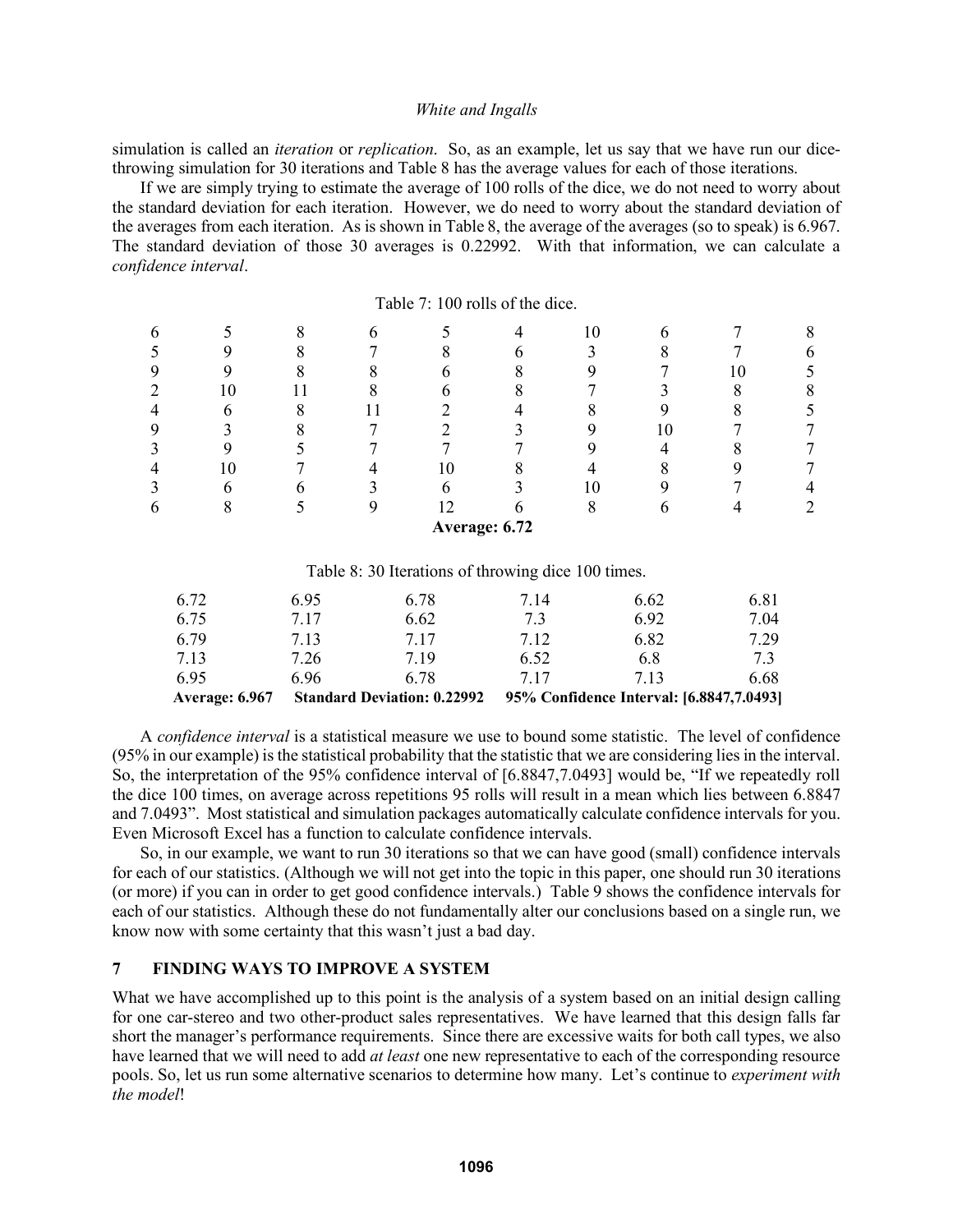simulation is called an *iteration* or *replication*. So, as an example, let us say that we have run our dice-throwing simulation for 30 iterations and Table 8 has the average values for each of those iterations.

If we are simply trying to estimate the average of 100 rolls of the dice, we do not need to worry about the standard deviation for each iteration. However, we do need to worry about the standard deviation of the averages from each iteration. As is shown in Table 8, the average of the averages (so to speak) is 6.967. The standard deviation of those 30 averages is 0.22992. With that information, we can calculate a *confidence interval*.

Table 7: 100 rolls of the dice.

| | | | | | | | | | |
|---|---|---|---|---|---|---|---|---|---|
| 6 | 5 | 8 | 6 | 5 | 4 | 10 | 6 | 7 | 8 |
| 5 | 9 | 8 | 7 | 8 | 6 | 3 | 8 | 7 | 6 |
| 9 | 9 | 8 | 8 | 6 | 8 | 9 | 7 | 10 | 5 |
| 2 | 10 | 11 | 8 | 6 | 8 | 7 | 3 | 8 | 8 |
| 4 | 6 | 8 | 11 | 2 | 4 | 8 | 9 | 8 | 5 |
| 9 | 3 | 8 | 7 | 2 | 3 | 9 | 10 | 7 | 7 |
| 3 | 9 | 5 | 7 | 7 | 7 | 9 | 4 | 8 | 7 |
| 4 | 10 | 7 | 4 | 10 | 8 | 4 | 8 | 9 | 7 |
| 3 | 6 | 6 | 3 | 6 | 3 | 10 | 9 | 7 | 4 |
| 6 | 8 | 5 | 9 | 12 | 6 | 8 | 6 | 4 | 2 |

**Average: 6.72**

Table 8: 30 Iterations of throwing dice 100 times.

| | | | | | |
|---|---|---|---|---|---|
| 6.72 | 6.95 | 6.78 | 7.14 | 6.62 | 6.81 |
| 6.75 | 7.17 | 6.62 | 7.3 | 6.92 | 7.04 |
| 6.79 | 7.13 | 7.17 | 7.12 | 6.82 | 7.29 |
| 7.13 | 7.26 | 7.19 | 6.52 | 6.8 | 7.3 |
| 6.95 | 6.96 | 6.78 | 7.17 | 7.13 | 6.68 |

**Average: 6.967** **Standard Deviation: 0.22992** **95% Confidence Interval: [6.8847,7.0493]**

A *confidence interval* is a statistical measure we use to bound some statistic. The level of confidence (95% in our example) is the statistical probability that the statistic that we are considering lies in the interval. So, the interpretation of the 95% confidence interval of [6.8847,7.0493] would be, "If we repeatedly roll the dice 100 times, on average across repetitions 95 rolls will result in a mean which lies between 6.8847 and 7.0493". Most statistical and simulation packages automatically calculate confidence intervals for you. Even Microsoft Excel has a function to calculate confidence intervals.

So, in our example, we want to run 30 iterations so that we can have good (small) confidence intervals for each of our statistics. (Although we will not get into the topic in this paper, one should run 30 iterations (or more) if you can in order to get good confidence intervals.) Table 9 shows the confidence intervals for each of our statistics. Although these do not fundamentally alter our conclusions based on a single run, we know now with some certainty that this wasn't just a bad day.

## 7 FINDING WAYS TO IMPROVE A SYSTEM

What we have accomplished up to this point is the analysis of a system based on an initial design calling for one car-stereo and two other-product sales representatives. We have learned that this design falls far short the manager's performance requirements. Since there are excessive waits for both call types, we also have learned that we will need to add *at least* one new representative to each of the corresponding resource pools. So, let us run some alternative scenarios to determine how many. Let's continue to *experiment with the model*!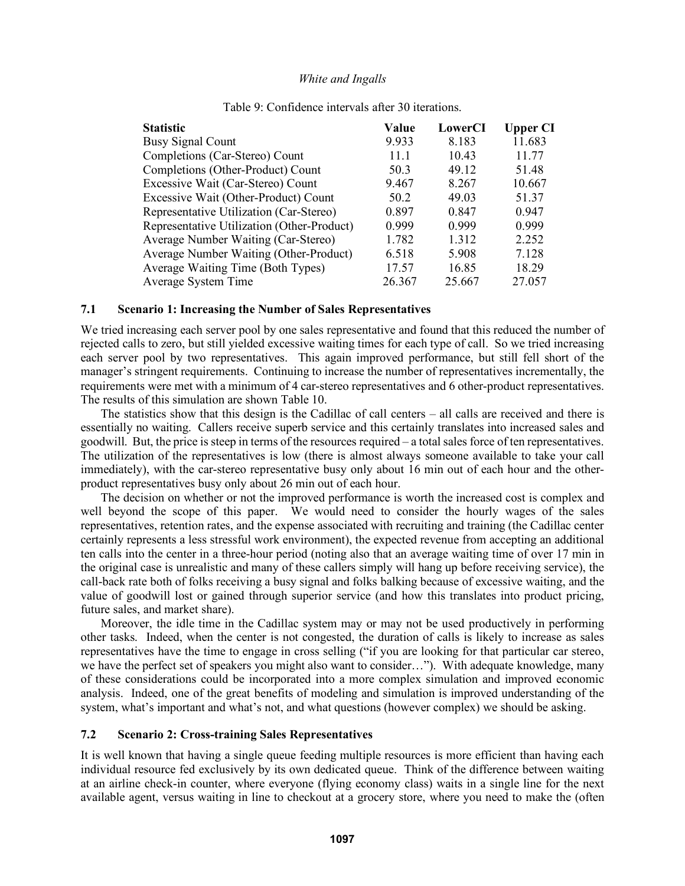Table 9: Confidence intervals after 30 iterations.

| Statistic | Value | LowerCI | Upper CI |
|---|---|---|---|
| Busy Signal Count | 9.933 | 8.183 | 11.683 |
| Completions (Car-Stereo) Count | 11.1 | 10.43 | 11.77 |
| Completions (Other-Product) Count | 50.3 | 49.12 | 51.48 |
| Excessive Wait (Car-Stereo) Count | 9.467 | 8.267 | 10.667 |
| Excessive Wait (Other-Product) Count | 50.2 | 49.03 | 51.37 |
| Representative Utilization (Car-Stereo) | 0.897 | 0.847 | 0.947 |
| Representative Utilization (Other-Product) | 0.999 | 0.999 | 0.999 |
| Average Number Waiting (Car-Stereo) | 1.782 | 1.312 | 2.252 |
| Average Number Waiting (Other-Product) | 6.518 | 5.908 | 7.128 |
| Average Waiting Time (Both Types) | 17.57 | 16.85 | 18.29 |
| Average System Time | 26.367 | 25.667 | 27.057 |

### 7.1 Scenario 1: Increasing the Number of Sales Representatives

We tried increasing each server pool by one sales representative and found that this reduced the number of rejected calls to zero, but still yielded excessive waiting times for each type of call. So we tried increasing each server pool by two representatives. This again improved performance, but still fell short of the manager's stringent requirements. Continuing to increase the number of representatives incrementally, the requirements were met with a minimum of 4 car-stereo representatives and 6 other-product representatives. The results of this simulation are shown Table 10.

The statistics show that this design is the Cadillac of call centers – all calls are received and there is essentially no waiting. Callers receive superb service and this certainly translates into increased sales and goodwill. But, the price is steep in terms of the resources required – a total sales force of ten representatives. The utilization of the representatives is low (there is almost always someone available to take your call immediately), with the car-stereo representative busy only about 16 min out of each hour and the other-product representatives busy only about 26 min out of each hour.

The decision on whether or not the improved performance is worth the increased cost is complex and well beyond the scope of this paper. We would need to consider the hourly wages of the sales representatives, retention rates, and the expense associated with recruiting and training (the Cadillac center certainly represents a less stressful work environment), the expected revenue from accepting an additional ten calls into the center in a three-hour period (noting also that an average waiting time of over 17 min in the original case is unrealistic and many of these callers simply will hang up before receiving service), the call-back rate both of folks receiving a busy signal and folks balking because of excessive waiting, and the value of goodwill lost or gained through superior service (and how this translates into product pricing, future sales, and market share).

Moreover, the idle time in the Cadillac system may or may not be used productively in performing other tasks. Indeed, when the center is not congested, the duration of calls is likely to increase as sales representatives have the time to engage in cross selling ("if you are looking for that particular car stereo, we have the perfect set of speakers you might also want to consider…"). With adequate knowledge, many of these considerations could be incorporated into a more complex simulation and improved economic analysis. Indeed, one of the great benefits of modeling and simulation is improved understanding of the system, what's important and what's not, and what questions (however complex) we should be asking.

### 7.2 Scenario 2: Cross-training Sales Representatives

It is well known that having a single queue feeding multiple resources is more efficient than having each individual resource fed exclusively by its own dedicated queue. Think of the difference between waiting at an airline check-in counter, where everyone (flying economy class) waits in a single line for the next available agent, versus waiting in line to checkout at a grocery store, where you need to make the (often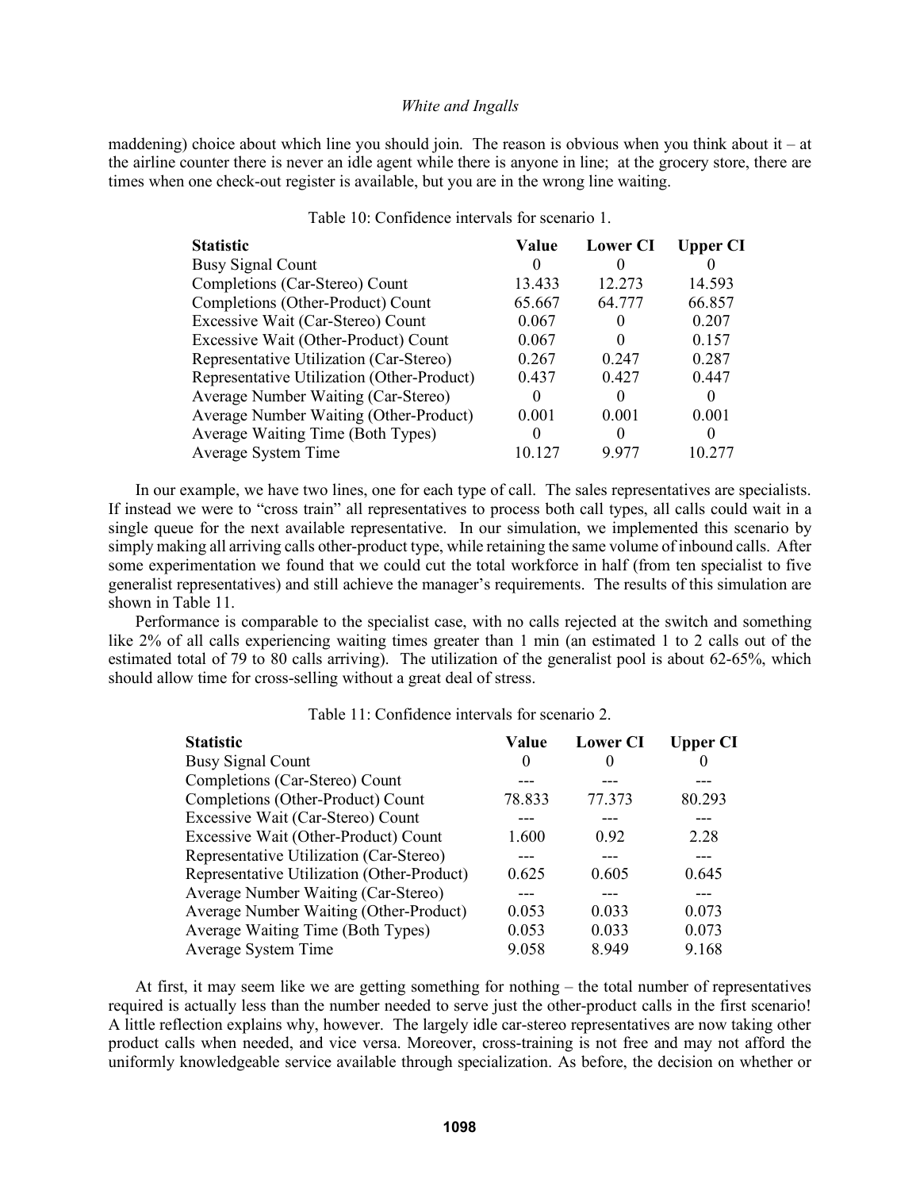maddening) choice about which line you should join. The reason is obvious when you think about it – at the airline counter there is never an idle agent while there is anyone in line; at the grocery store, there are times when one check-out register is available, but you are in the wrong line waiting.

Table 10: Confidence intervals for scenario 1.

| Statistic | Value | Lower CI | Upper CI |
|---|---|---|---|
| Busy Signal Count | 0 | 0 | 0 |
| Completions (Car-Stereo) Count | 13.433 | 12.273 | 14.593 |
| Completions (Other-Product) Count | 65.667 | 64.777 | 66.857 |
| Excessive Wait (Car-Stereo) Count | 0.067 | 0 | 0.207 |
| Excessive Wait (Other-Product) Count | 0.067 | 0 | 0.157 |
| Representative Utilization (Car-Stereo) | 0.267 | 0.247 | 0.287 |
| Representative Utilization (Other-Product) | 0.437 | 0.427 | 0.447 |
| Average Number Waiting (Car-Stereo) | 0 | 0 | 0 |
| Average Number Waiting (Other-Product) | 0.001 | 0.001 | 0.001 |
| Average Waiting Time (Both Types) | 0 | 0 | 0 |
| Average System Time | 10.127 | 9.977 | 10.277 |

In our example, we have two lines, one for each type of call. The sales representatives are specialists. If instead we were to "cross train" all representatives to process both call types, all calls could wait in a single queue for the next available representative. In our simulation, we implemented this scenario by simply making all arriving calls other-product type, while retaining the same volume of inbound calls. After some experimentation we found that we could cut the total workforce in half (from ten specialist to five generalist representatives) and still achieve the manager's requirements. The results of this simulation are shown in Table 11.

Performance is comparable to the specialist case, with no calls rejected at the switch and something like 2% of all calls experiencing waiting times greater than 1 min (an estimated 1 to 2 calls out of the estimated total of 79 to 80 calls arriving). The utilization of the generalist pool is about 62-65%, which should allow time for cross-selling without a great deal of stress.

Table 11: Confidence intervals for scenario 2.

| Statistic | Value | Lower CI | Upper CI |
|---|---|---|---|
| Busy Signal Count | 0 | 0 | 0 |
| Completions (Car-Stereo) Count | --- | --- | --- |
| Completions (Other-Product) Count | 78.833 | 77.373 | 80.293 |
| Excessive Wait (Car-Stereo) Count | --- | --- | --- |
| Excessive Wait (Other-Product) Count | 1.600 | 0.92 | 2.28 |
| Representative Utilization (Car-Stereo) | --- | --- | --- |
| Representative Utilization (Other-Product) | 0.625 | 0.605 | 0.645 |
| Average Number Waiting (Car-Stereo) | --- | --- | --- |
| Average Number Waiting (Other-Product) | 0.053 | 0.033 | 0.073 |
| Average Waiting Time (Both Types) | 0.053 | 0.033 | 0.073 |
| Average System Time | 9.058 | 8.949 | 9.168 |

At first, it may seem like we are getting something for nothing – the total number of representatives required is actually less than the number needed to serve just the other-product calls in the first scenario! A little reflection explains why, however. The largely idle car-stereo representatives are now taking other product calls when needed, and vice versa. Moreover, cross-training is not free and may not afford the uniformly knowledgeable service available through specialization. As before, the decision on whether or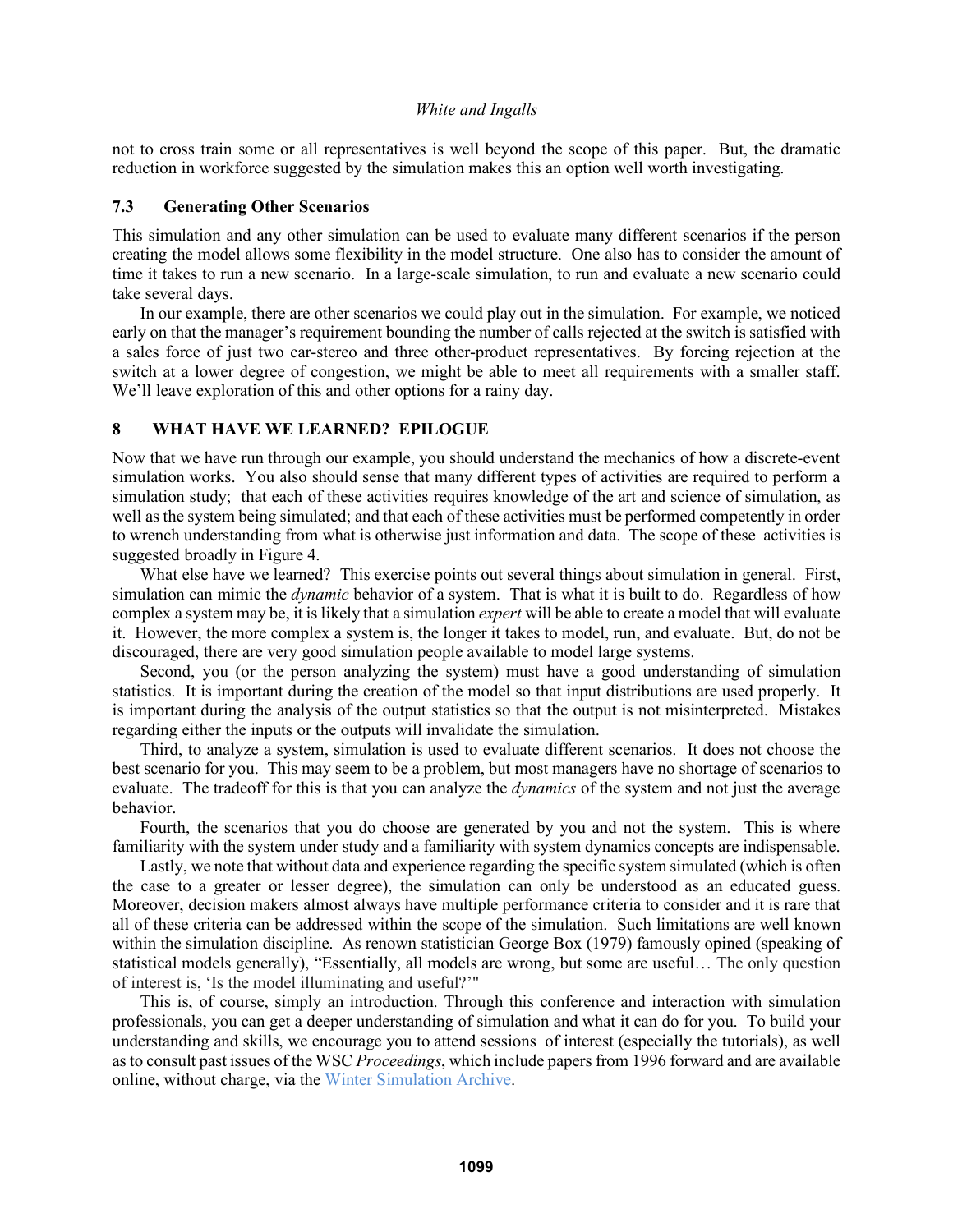not to cross train some or all representatives is well beyond the scope of this paper. But, the dramatic reduction in workforce suggested by the simulation makes this an option well worth investigating.

### 7.3 Generating Other Scenarios

This simulation and any other simulation can be used to evaluate many different scenarios if the person creating the model allows some flexibility in the model structure. One also has to consider the amount of time it takes to run a new scenario. In a large-scale simulation, to run and evaluate a new scenario could take several days.

In our example, there are other scenarios we could play out in the simulation. For example, we noticed early on that the manager's requirement bounding the number of calls rejected at the switch is satisfied with a sales force of just two car-stereo and three other-product representatives. By forcing rejection at the switch at a lower degree of congestion, we might be able to meet all requirements with a smaller staff. We'll leave exploration of this and other options for a rainy day.

## 8 WHAT HAVE WE LEARNED? EPILOGUE

Now that we have run through our example, you should understand the mechanics of how a discrete-event simulation works. You also should sense that many different types of activities are required to perform a simulation study; that each of these activities requires knowledge of the art and science of simulation, as well as the system being simulated; and that each of these activities must be performed competently in order to wrench understanding from what is otherwise just information and data. The scope of these activities is suggested broadly in Figure 4.

What else have we learned? This exercise points out several things about simulation in general. First, simulation can mimic the *dynamic* behavior of a system. That is what it is built to do. Regardless of how complex a system may be, it is likely that a simulation *expert* will be able to create a model that will evaluate it. However, the more complex a system is, the longer it takes to model, run, and evaluate. But, do not be discouraged, there are very good simulation people available to model large systems.

Second, you (or the person analyzing the system) must have a good understanding of simulation statistics. It is important during the creation of the model so that input distributions are used properly. It is important during the analysis of the output statistics so that the output is not misinterpreted. Mistakes regarding either the inputs or the outputs will invalidate the simulation.

Third, to analyze a system, simulation is used to evaluate different scenarios. It does not choose the best scenario for you. This may seem to be a problem, but most managers have no shortage of scenarios to evaluate. The tradeoff for this is that you can analyze the *dynamics* of the system and not just the average behavior.

Fourth, the scenarios that you do choose are generated by you and not the system. This is where familiarity with the system under study and a familiarity with system dynamics concepts are indispensable.

Lastly, we note that without data and experience regarding the specific system simulated (which is often the case to a greater or lesser degree), the simulation can only be understood as an educated guess. Moreover, decision makers almost always have multiple performance criteria to consider and it is rare that all of these criteria can be addressed within the scope of the simulation. Such limitations are well known within the simulation discipline. As renown statistician George Box (1979) famously opined (speaking of statistical models generally), "Essentially, all models are wrong, but some are useful… The only question of interest is, 'Is the model illuminating and useful?'"

This is, of course, simply an introduction. Through this conference and interaction with simulation professionals, you can get a deeper understanding of simulation and what it can do for you. To build your understanding and skills, we encourage you to attend sessions of interest (especially the tutorials), as well as to consult past issues of the WSC *Proceedings*, which include papers from 1996 forward and are available online, without charge, via the Winter Simulation Archive.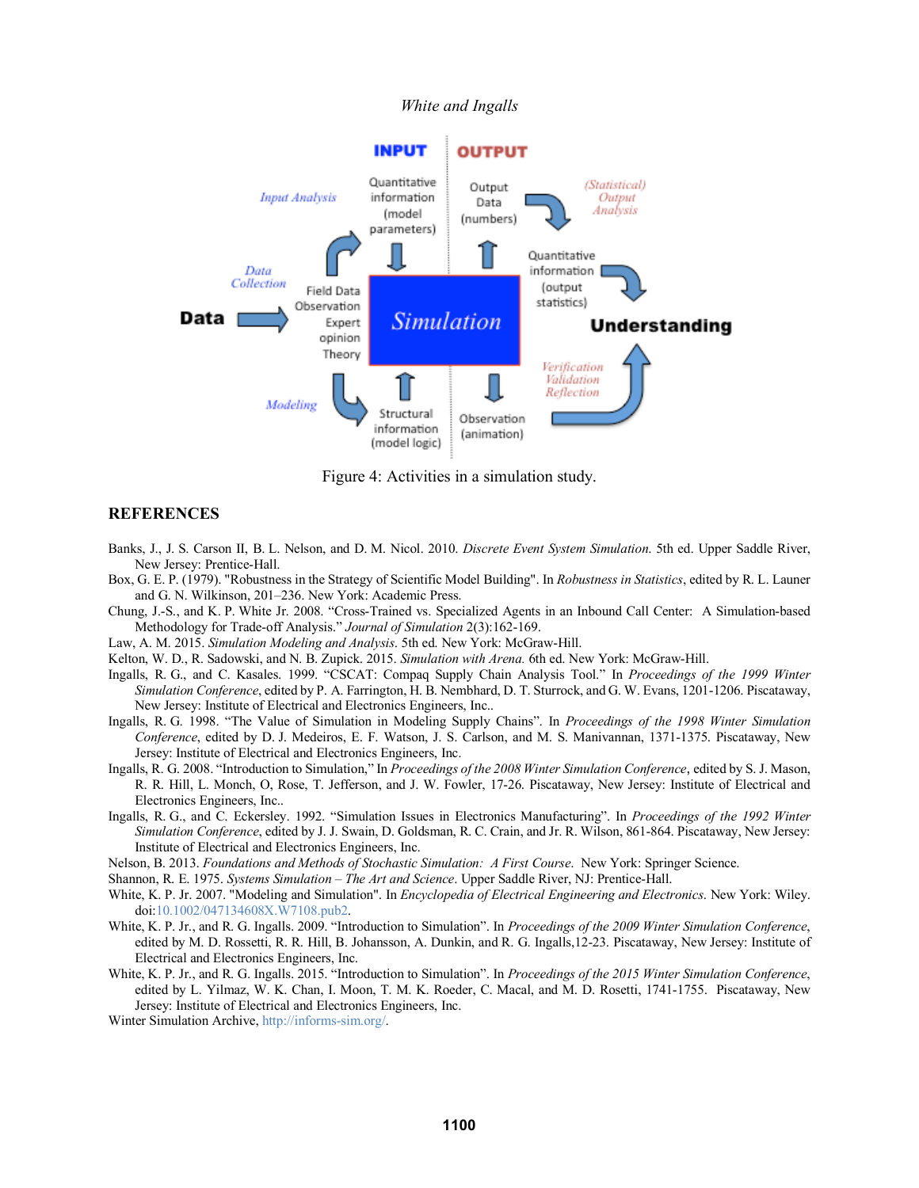Figure 4: Activities in a simulation study.

## REFERENCES

Banks, J., J. S. Carson II, B. L. Nelson, and D. M. Nicol. 2010. *Discrete Event System Simulation*. 5th ed. Upper Saddle River, New Jersey: Prentice-Hall.

Box, G. E. P. (1979). "Robustness in the Strategy of Scientific Model Building". In *Robustness in Statistics*, edited by R. L. Launer and G. N. Wilkinson, 201–236. New York: Academic Press.

Chung, J.-S., and K. P. White Jr. 2008. "Cross-Trained vs. Specialized Agents in an Inbound Call Center: A Simulation-based Methodology for Trade-off Analysis." *Journal of Simulation* 2(3):162-169.

Law, A. M. 2015. *Simulation Modeling and Analysis*. 5th ed. New York: McGraw-Hill.

Kelton, W. D., R. Sadowski, and N. B. Zupick. 2015. *Simulation with Arena.* 6th ed. New York: McGraw-Hill.

Ingalls, R. G., and C. Kasales. 1999. "CSCAT: Compaq Supply Chain Analysis Tool." In *Proceedings of the 1999 Winter Simulation Conference*, edited by P. A. Farrington, H. B. Nembhard, D. T. Sturrock, and G. W. Evans, 1201-1206. Piscataway, New Jersey: Institute of Electrical and Electronics Engineers, Inc..

Ingalls, R. G. 1998. "The Value of Simulation in Modeling Supply Chains". In *Proceedings of the 1998 Winter Simulation Conference*, edited by D. J. Medeiros, E. F. Watson, J. S. Carlson, and M. S. Manivannan, 1371-1375. Piscataway, New Jersey: Institute of Electrical and Electronics Engineers, Inc.

Ingalls, R. G. 2008. "Introduction to Simulation," In *Proceedings of the 2008 Winter Simulation Conference*, edited by S. J. Mason, R. R. Hill, L. Monch, O, Rose, T. Jefferson, and J. W. Fowler, 17-26. Piscataway, New Jersey: Institute of Electrical and Electronics Engineers, Inc..

Ingalls, R. G., and C. Eckersley. 1992. "Simulation Issues in Electronics Manufacturing". In *Proceedings of the 1992 Winter Simulation Conference*, edited by J. J. Swain, D. Goldsman, R. C. Crain, and Jr. R. Wilson, 861-864. Piscataway, New Jersey: Institute of Electrical and Electronics Engineers, Inc.

Nelson, B. 2013. *Foundations and Methods of Stochastic Simulation: A First Course*. New York: Springer Science.

Shannon, R. E. 1975. *Systems Simulation – The Art and Science*. Upper Saddle River, NJ: Prentice-Hall.

White, K. P. Jr. 2007. "Modeling and Simulation". In *Encyclopedia of Electrical Engineering and Electronics*. New York: Wiley. doi:10.1002/047134608X.W7108.pub2.

White, K. P. Jr., and R. G. Ingalls. 2009. "Introduction to Simulation". In *Proceedings of the 2009 Winter Simulation Conference*, edited by M. D. Rossetti, R. R. Hill, B. Johansson, A. Dunkin, and R. G. Ingalls,12-23. Piscataway, New Jersey: Institute of Electrical and Electronics Engineers, Inc.

White, K. P. Jr., and R. G. Ingalls. 2015. "Introduction to Simulation". In *Proceedings of the 2015 Winter Simulation Conference*, edited by L. Yilmaz, W. K. Chan, I. Moon, T. M. K. Roeder, C. Macal, and M. D. Rosetti, 1741-1755. Piscataway, New Jersey: Institute of Electrical and Electronics Engineers, Inc.

Winter Simulation Archive, http://informs-sim.org/.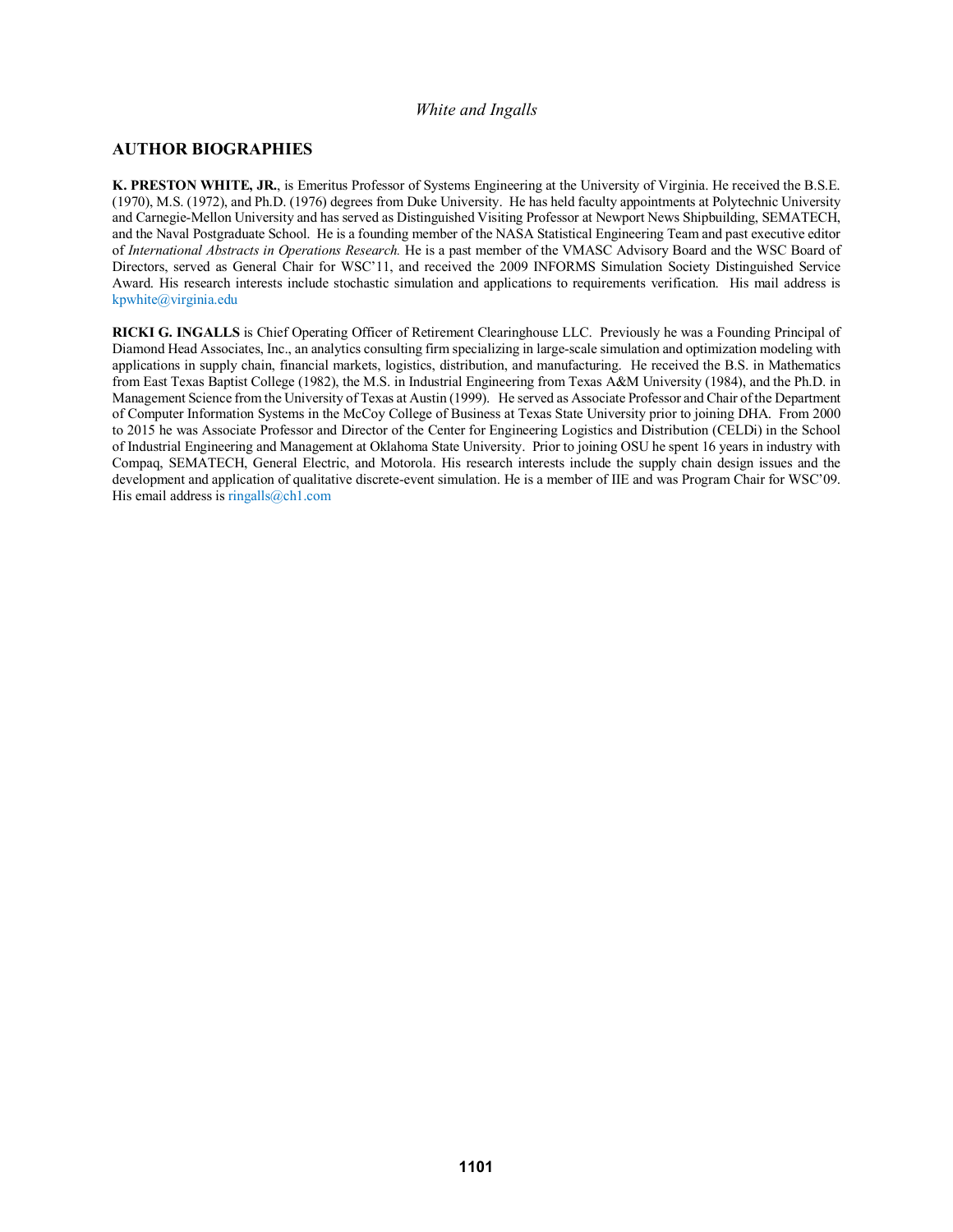## AUTHOR BIOGRAPHIES

**K. PRESTON WHITE, JR.**, is Emeritus Professor of Systems Engineering at the University of Virginia. He received the B.S.E. (1970), M.S. (1972), and Ph.D. (1976) degrees from Duke University. He has held faculty appointments at Polytechnic University and Carnegie-Mellon University and has served as Distinguished Visiting Professor at Newport News Shipbuilding, SEMATECH, and the Naval Postgraduate School. He is a founding member of the NASA Statistical Engineering Team and past executive editor of *International Abstracts in Operations Research.* He is a past member of the VMASC Advisory Board and the WSC Board of Directors, served as General Chair for WSC'11, and received the 2009 INFORMS Simulation Society Distinguished Service Award. His research interests include stochastic simulation and applications to requirements verification. His mail address is kpwhite@virginia.edu

**RICKI G. INGALLS** is Chief Operating Officer of Retirement Clearinghouse LLC. Previously he was a Founding Principal of Diamond Head Associates, Inc., an analytics consulting firm specializing in large-scale simulation and optimization modeling with applications in supply chain, financial markets, logistics, distribution, and manufacturing. He received the B.S. in Mathematics from East Texas Baptist College (1982), the M.S. in Industrial Engineering from Texas A&M University (1984), and the Ph.D. in Management Science from the University of Texas at Austin (1999). He served as Associate Professor and Chair of the Department of Computer Information Systems in the McCoy College of Business at Texas State University prior to joining DHA. From 2000 to 2015 he was Associate Professor and Director of the Center for Engineering Logistics and Distribution (CELDi) in the School of Industrial Engineering and Management at Oklahoma State University. Prior to joining OSU he spent 16 years in industry with Compaq, SEMATECH, General Electric, and Motorola. His research interests include the supply chain design issues and the development and application of qualitative discrete-event simulation. He is a member of IIE and was Program Chair for WSC'09. His email address is ringalls@ch1.com